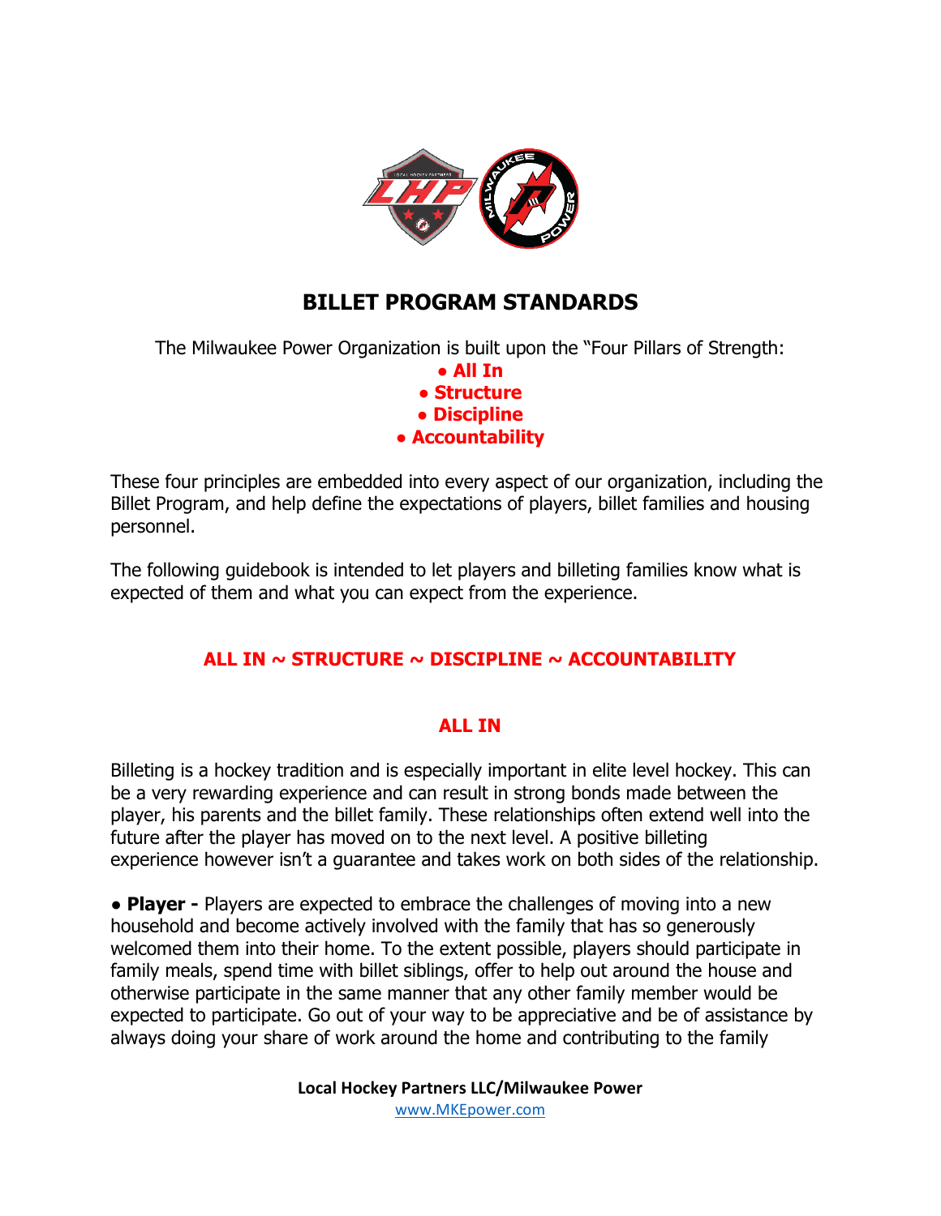# BILLET PROGRAM STANDARDS

The Milwaukee Power Organization is built upon the "Four Pillars of Strength:

- **All In**
- **Structure**
- **Discipline**
- **Accountability**

These four principles are embedded into every aspect of our organization, including the Billet Program, and help define the expectations of players, billet families and housing personnel.

The following guidebook is intended to let players and billeting families know what is expected of them and what you can expect from the experience.

**ALL IN ~ STRUCTURE ~ DISCIPLINE ~ ACCOUNTABILITY**

## ALL IN

Billeting is a hockey tradition and is especially important in elite level hockey. This can be a very rewarding experience and can result in strong bonds made between the player, his parents and the billet family. These relationships often extend well into the future after the player has moved on to the next level. A positive billeting experience however isn't a guarantee and takes work on both sides of the relationship.

- **Player -** Players are expected to embrace the challenges of moving into a new household and become actively involved with the family that has so generously welcomed them into their home. To the extent possible, players should participate in family meals, spend time with billet siblings, offer to help out around the house and otherwise participate in the same manner that any other family member would be expected to participate. Go out of your way to be appreciative and be of assistance by always doing your share of work around the home and contributing to the family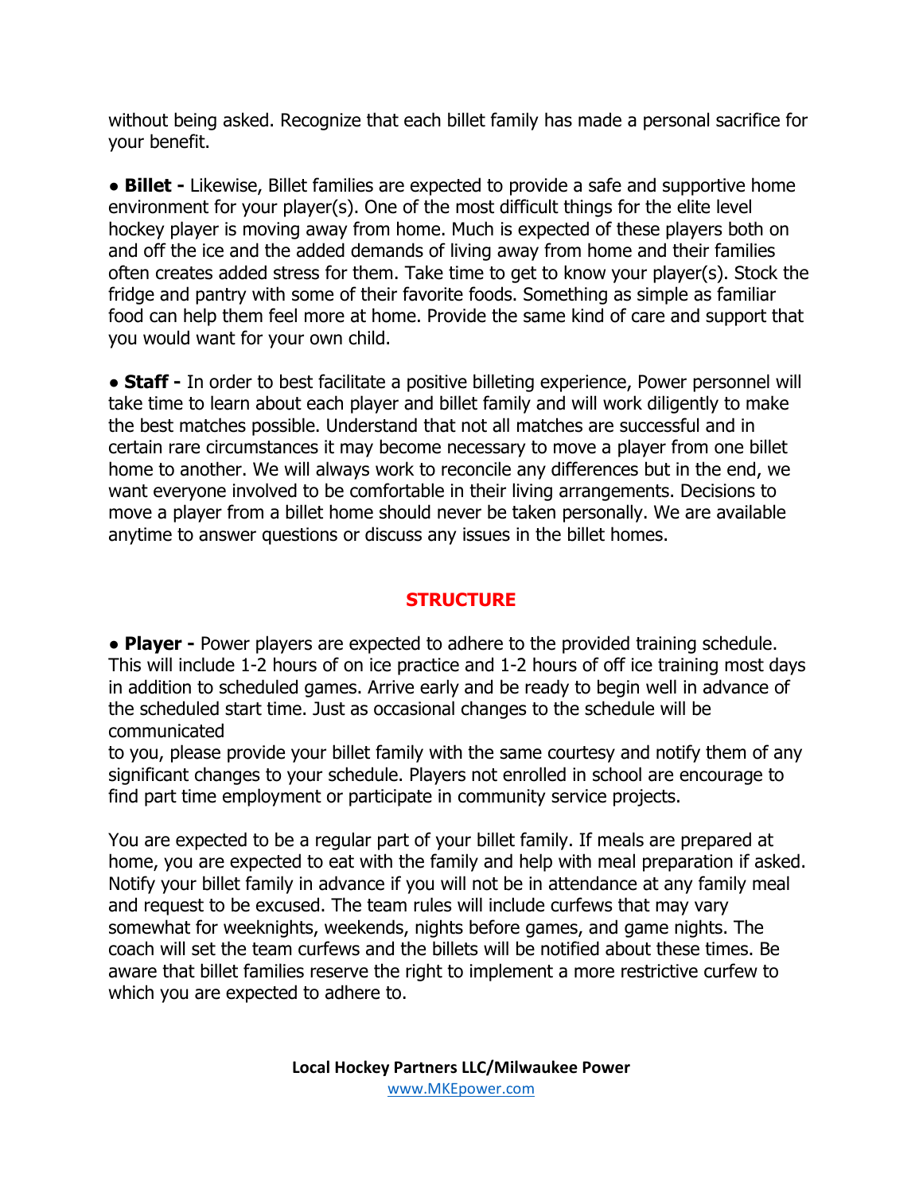without being asked. Recognize that each billet family has made a personal sacrifice for your benefit.

● **Billet -** Likewise, Billet families are expected to provide a safe and supportive home environment for your player(s). One of the most difficult things for the elite level hockey player is moving away from home. Much is expected of these players both on and off the ice and the added demands of living away from home and their families often creates added stress for them. Take time to get to know your player(s). Stock the fridge and pantry with some of their favorite foods. Something as simple as familiar food can help them feel more at home. Provide the same kind of care and support that you would want for your own child.

● **Staff -** In order to best facilitate a positive billeting experience, Power personnel will take time to learn about each player and billet family and will work diligently to make the best matches possible. Understand that not all matches are successful and in certain rare circumstances it may become necessary to move a player from one billet home to another. We will always work to reconcile any differences but in the end, we want everyone involved to be comfortable in their living arrangements. Decisions to move a player from a billet home should never be taken personally. We are available anytime to answer questions or discuss any issues in the billet homes.

## STRUCTURE

● **Player -** Power players are expected to adhere to the provided training schedule. This will include 1-2 hours of on ice practice and 1-2 hours of off ice training most days in addition to scheduled games. Arrive early and be ready to begin well in advance of the scheduled start time. Just as occasional changes to the schedule will be communicated to you, please provide your billet family with the same courtesy and notify them of any significant changes to your schedule. Players not enrolled in school are encourage to find part time employment or participate in community service projects.

You are expected to be a regular part of your billet family. If meals are prepared at home, you are expected to eat with the family and help with meal preparation if asked. Notify your billet family in advance if you will not be in attendance at any family meal and request to be excused. The team rules will include curfews that may vary somewhat for weeknights, weekends, nights before games, and game nights. The coach will set the team curfews and the billets will be notified about these times. Be aware that billet families reserve the right to implement a more restrictive curfew to which you are expected to adhere to.

**Local Hockey Partners LLC/Milwaukee Power**
www.MKEpower.com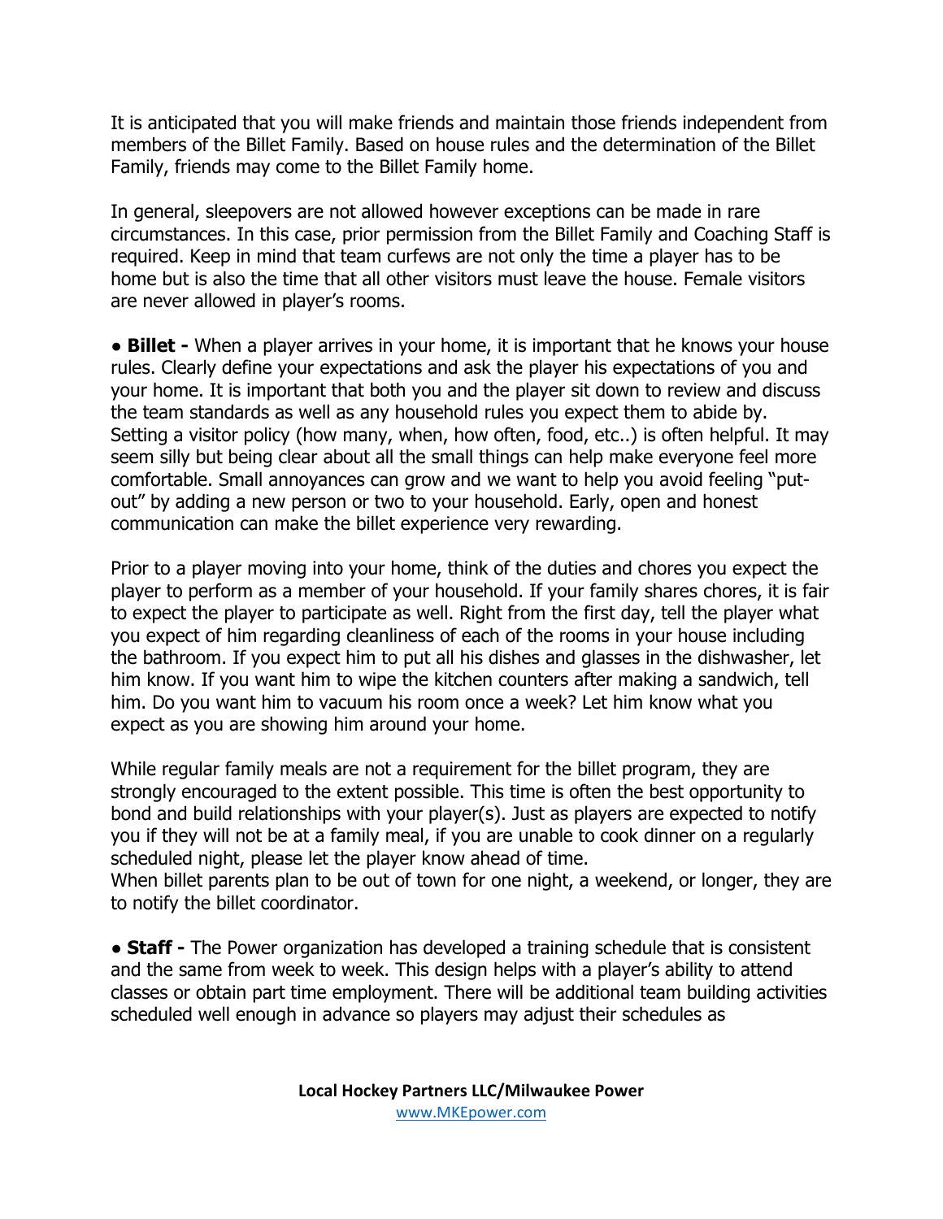It is anticipated that you will make friends and maintain those friends independent from members of the Billet Family. Based on house rules and the determination of the Billet Family, friends may come to the Billet Family home.

In general, sleepovers are not allowed however exceptions can be made in rare circumstances. In this case, prior permission from the Billet Family and Coaching Staff is required. Keep in mind that team curfews are not only the time a player has to be home but is also the time that all other visitors must leave the house. Female visitors are never allowed in player's rooms.

● **Billet -** When a player arrives in your home, it is important that he knows your house rules. Clearly define your expectations and ask the player his expectations of you and your home. It is important that both you and the player sit down to review and discuss the team standards as well as any household rules you expect them to abide by. Setting a visitor policy (how many, when, how often, food, etc..) is often helpful. It may seem silly but being clear about all the small things can help make everyone feel more comfortable. Small annoyances can grow and we want to help you avoid feeling "put-out" by adding a new person or two to your household. Early, open and honest communication can make the billet experience very rewarding.

Prior to a player moving into your home, think of the duties and chores you expect the player to perform as a member of your household. If your family shares chores, it is fair to expect the player to participate as well. Right from the first day, tell the player what you expect of him regarding cleanliness of each of the rooms in your house including the bathroom. If you expect him to put all his dishes and glasses in the dishwasher, let him know. If you want him to wipe the kitchen counters after making a sandwich, tell him. Do you want him to vacuum his room once a week? Let him know what you expect as you are showing him around your home.

While regular family meals are not a requirement for the billet program, they are strongly encouraged to the extent possible. This time is often the best opportunity to bond and build relationships with your player(s). Just as players are expected to notify you if they will not be at a family meal, if you are unable to cook dinner on a regularly scheduled night, please let the player know ahead of time.
When billet parents plan to be out of town for one night, a weekend, or longer, they are to notify the billet coordinator.

● **Staff -** The Power organization has developed a training schedule that is consistent and the same from week to week. This design helps with a player's ability to attend classes or obtain part time employment. There will be additional team building activities scheduled well enough in advance so players may adjust their schedules as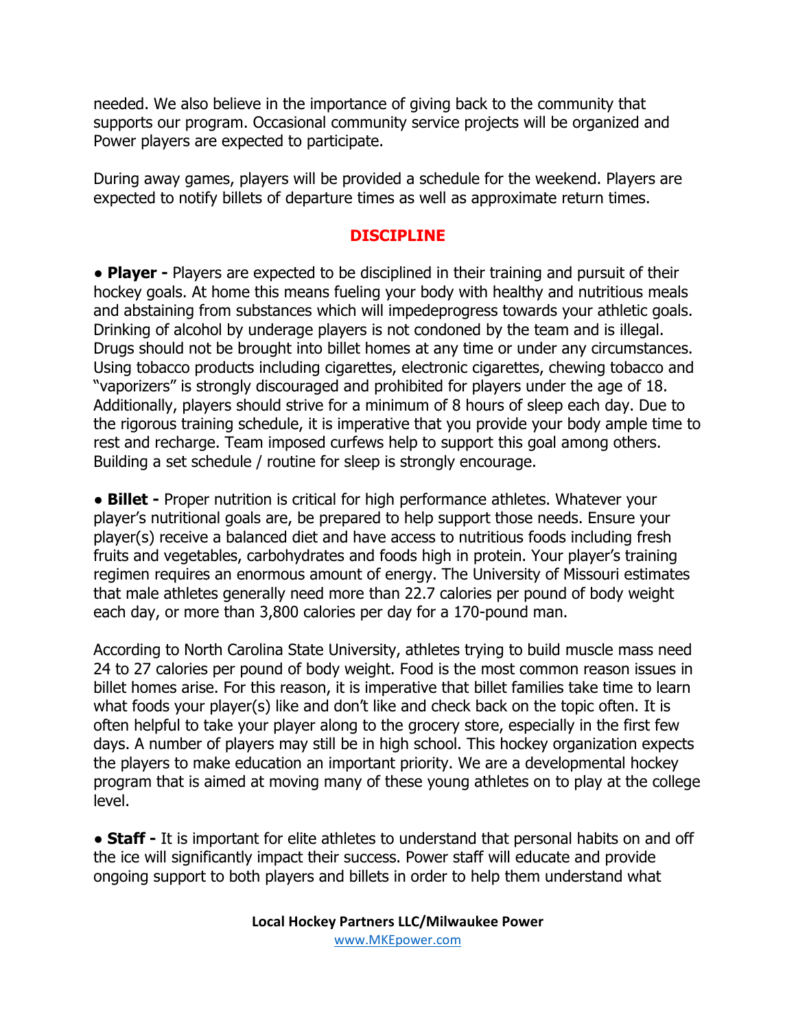needed. We also believe in the importance of giving back to the community that supports our program. Occasional community service projects will be organized and Power players are expected to participate.

During away games, players will be provided a schedule for the weekend. Players are expected to notify billets of departure times as well as approximate return times.

## DISCIPLINE

● **Player -** Players are expected to be disciplined in their training and pursuit of their hockey goals. At home this means fueling your body with healthy and nutritious meals and abstaining from substances which will impedeprogress towards your athletic goals. Drinking of alcohol by underage players is not condoned by the team and is illegal. Drugs should not be brought into billet homes at any time or under any circumstances. Using tobacco products including cigarettes, electronic cigarettes, chewing tobacco and "vaporizers" is strongly discouraged and prohibited for players under the age of 18. Additionally, players should strive for a minimum of 8 hours of sleep each day. Due to the rigorous training schedule, it is imperative that you provide your body ample time to rest and recharge. Team imposed curfews help to support this goal among others. Building a set schedule / routine for sleep is strongly encourage.

● **Billet -** Proper nutrition is critical for high performance athletes. Whatever your player's nutritional goals are, be prepared to help support those needs. Ensure your player(s) receive a balanced diet and have access to nutritious foods including fresh fruits and vegetables, carbohydrates and foods high in protein. Your player's training regimen requires an enormous amount of energy. The University of Missouri estimates that male athletes generally need more than 22.7 calories per pound of body weight each day, or more than 3,800 calories per day for a 170-pound man.

According to North Carolina State University, athletes trying to build muscle mass need 24 to 27 calories per pound of body weight. Food is the most common reason issues in billet homes arise. For this reason, it is imperative that billet families take time to learn what foods your player(s) like and don't like and check back on the topic often. It is often helpful to take your player along to the grocery store, especially in the first few days. A number of players may still be in high school. This hockey organization expects the players to make education an important priority. We are a developmental hockey program that is aimed at moving many of these young athletes on to play at the college level.

● **Staff -** It is important for elite athletes to understand that personal habits on and off the ice will significantly impact their success. Power staff will educate and provide ongoing support to both players and billets in order to help them understand what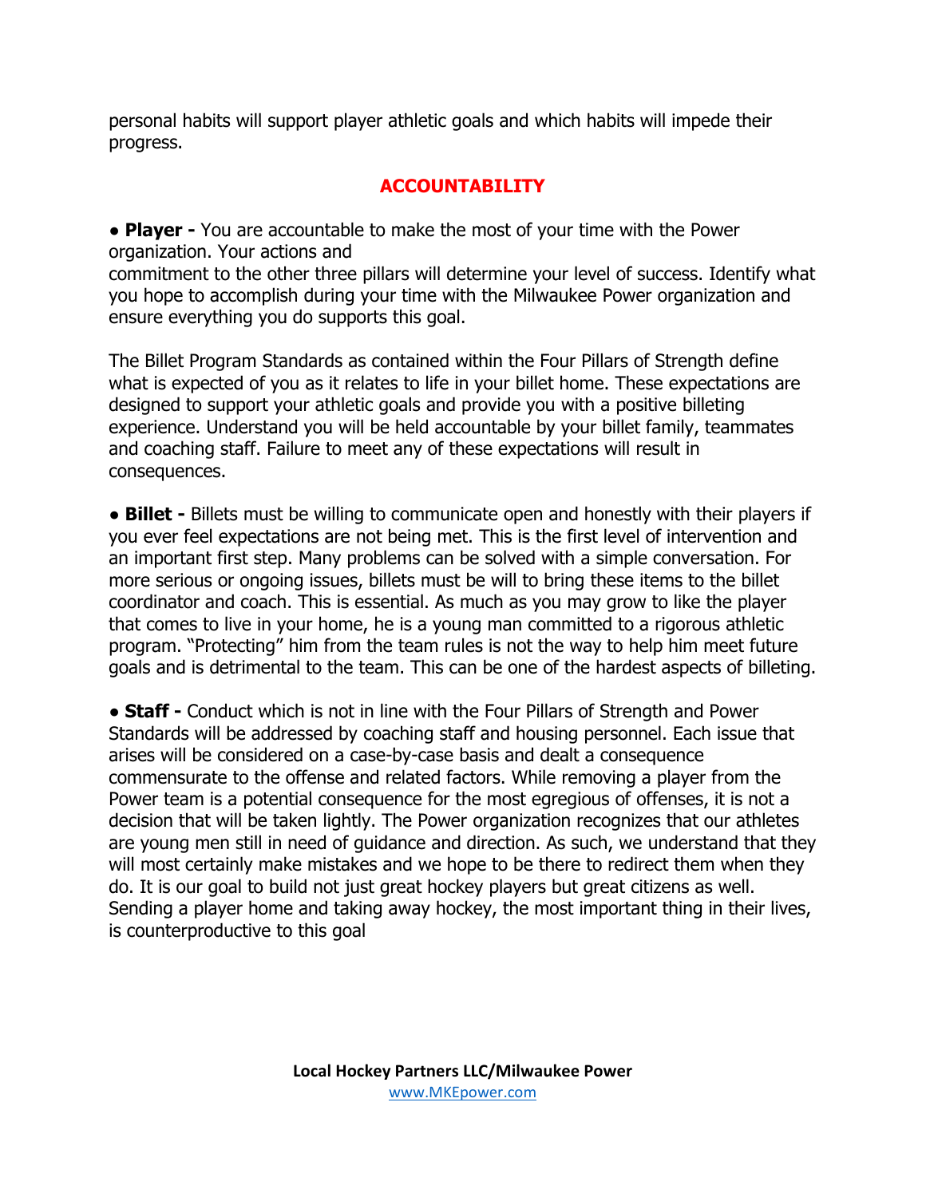personal habits will support player athletic goals and which habits will impede their progress.

## ACCOUNTABILITY

● **Player -** You are accountable to make the most of your time with the Power organization. Your actions and commitment to the other three pillars will determine your level of success. Identify what you hope to accomplish during your time with the Milwaukee Power organization and ensure everything you do supports this goal.

The Billet Program Standards as contained within the Four Pillars of Strength define what is expected of you as it relates to life in your billet home. These expectations are designed to support your athletic goals and provide you with a positive billeting experience. Understand you will be held accountable by your billet family, teammates and coaching staff. Failure to meet any of these expectations will result in consequences.

● **Billet -** Billets must be willing to communicate open and honestly with their players if you ever feel expectations are not being met. This is the first level of intervention and an important first step. Many problems can be solved with a simple conversation. For more serious or ongoing issues, billets must be will to bring these items to the billet coordinator and coach. This is essential. As much as you may grow to like the player that comes to live in your home, he is a young man committed to a rigorous athletic program. "Protecting" him from the team rules is not the way to help him meet future goals and is detrimental to the team. This can be one of the hardest aspects of billeting.

● **Staff -** Conduct which is not in line with the Four Pillars of Strength and Power Standards will be addressed by coaching staff and housing personnel. Each issue that arises will be considered on a case-by-case basis and dealt a consequence commensurate to the offense and related factors. While removing a player from the Power team is a potential consequence for the most egregious of offenses, it is not a decision that will be taken lightly. The Power organization recognizes that our athletes are young men still in need of guidance and direction. As such, we understand that they will most certainly make mistakes and we hope to be there to redirect them when they do. It is our goal to build not just great hockey players but great citizens as well. Sending a player home and taking away hockey, the most important thing in their lives, is counterproductive to this goal